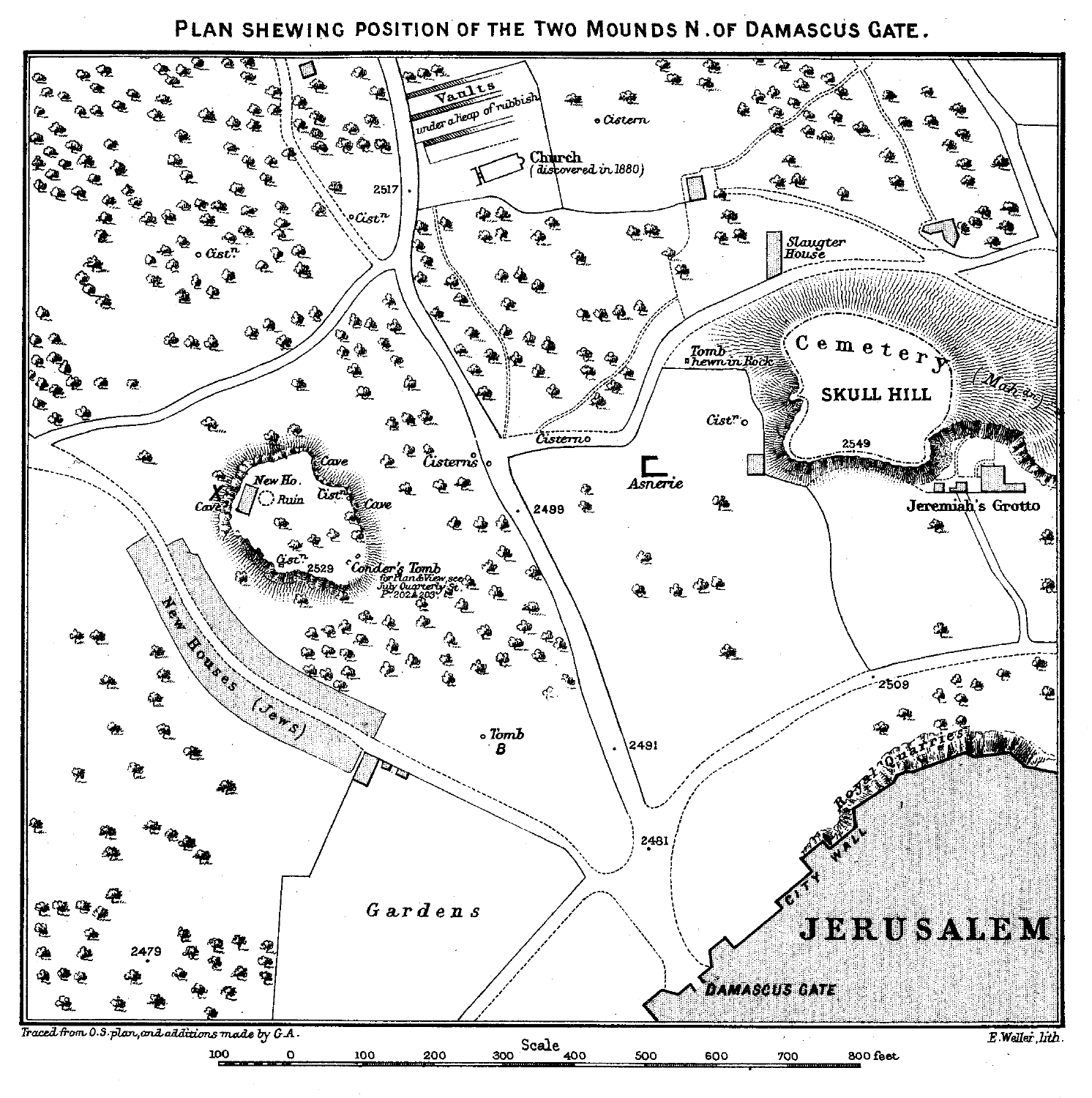# PLAN SHEWING POSITION OF THE TWO MOUNDS N. OF DAMASCUS GATE.

Vaults under a heap of rubbish

Cistern

Church (discovered in 1880)

2517

Cistn

Cistn

Slaugter House

Tomb hewn in Rock

Cemetery

SKULL HILL

(Mahary)

Cistn

2549

Jeremiah's Grotto

Cistern

Cisterns

Asnerie

Cave

New Ho.

Ruin

Cistn

Cave

Cave

2499

Cistn

2529

Conder's Tomb for Plan & View, see July Quarterly St. P. 202 & 203.

New Houses (Jews)

Tomb B

2491

2509

Royal Quarries

CITY WALL

2481

Gardens

JERUSALEM

2479

DAMASCUS GATE

Traced from O.S. plan, and additions made by G.A.

E. Weller, lith.

Scale

100 0 100 200 300 400 500 600 700 800 feet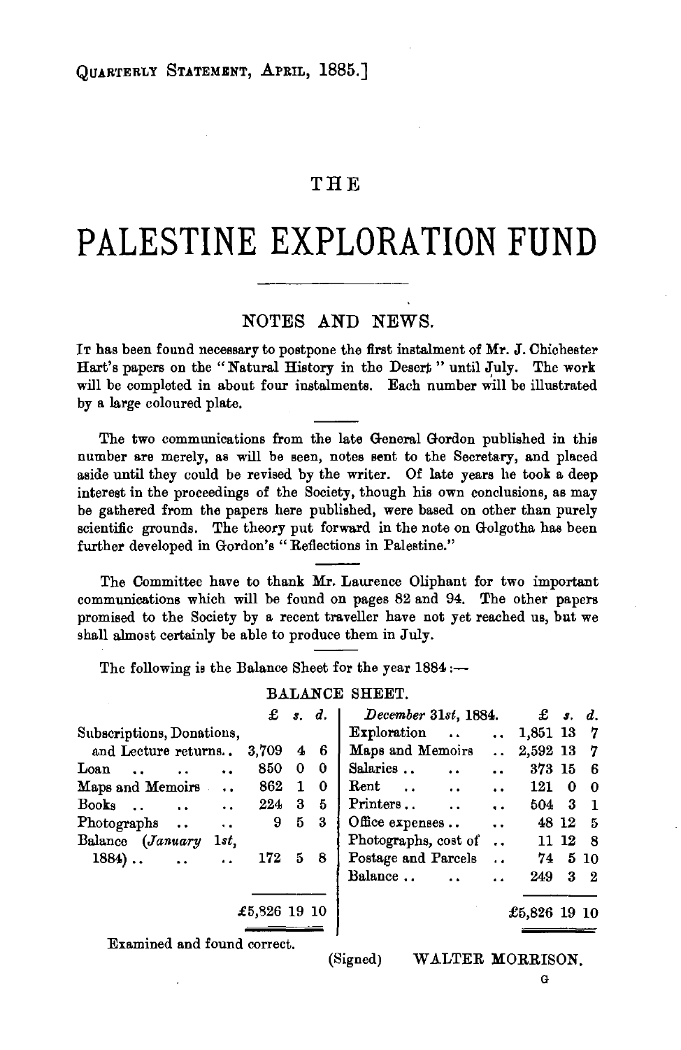# THE

# PALESTINE EXPLORATION FUND

## NOTES AND NEWS.

It has been found necessary to postpone the first instalment of Mr. J. Chichester Hart's papers on the "Natural History in the Desert" until July. The work will be completed in about four instalments. Each number will be illustrated by a large coloured plate.

The two communications from the late General Gordon published in this number are merely, as will be seen, notes sent to the Secretary, and placed aside until they could be revised by the writer. Of late years he took a deep interest in the proceedings of the Society, though his own conclusions, as may be gathered from the papers here published, were based on other than purely scientific grounds. The theory put forward in the note on Golgotha has been further developed in Gordon's "Reflections in Palestine."

The Committee have to thank Mr. Laurence Oliphant for two important communications which will be found on pages 82 and 94. The other papers promised to the Society by a recent traveller have not yet reached us, but we shall almost certainly be able to produce them in July.

The following is the Balance Sheet for the year 1884:—

BALANCE SHEET.

| | £ | s. | d. | *December 31st, 1884.* | £ | s. | d. |
|---|---|---|---|---|---|---|---|
| Subscriptions, Donations, and Lecture returns.. | 3,709 | 4 | 6 | Exploration .. .. | 1,851 | 13 | 7 |
| Loan .. .. .. | 850 | 0 | 0 | Maps and Memoirs .. | 2,592 | 13 | 7 |
| Maps and Memoirs .. | 862 | 1 | 0 | Salaries .. .. .. | 373 | 15 | 6 |
| Books .. .. .. | 224 | 3 | 5 | Rent .. .. .. | 121 | 0 | 0 |
| Photographs .. .. | 9 | 5 | 3 | Printers.. .. .. | 504 | 3 | 1 |
| Balance (*January 1st*, 1884).. .. .. | 172 | 5 | 8 | Office expenses .. .. | 48 | 12 | 5 |
| | | | | Photographs, cost of .. | 11 | 12 | 8 |
| | | | | Postage and Parcels .. | 74 | 5 | 10 |
| | | | | Balance .. .. .. | 249 | 3 | 2 |
| | £5,826 | 19 | 10 | | £5,826 | 19 | 10 |

Examined and found correct.

(Signed) WALTER MORRISON.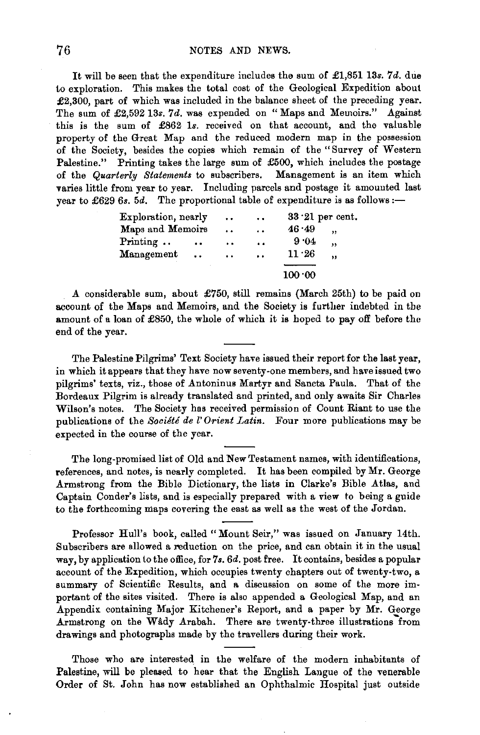It will be seen that the expenditure includes the sum of £1,851 13*s*. 7*d*. due to exploration. This makes the total cost of the Geological Expedition about £2,300, part of which was included in the balance sheet of the preceding year. The sum of £2,592 13*s*. 7*d*. was expended on "Maps and Memoirs." Against this is the sum of £862 1*s*. received on that account, and the valuable property of the Great Map and the reduced modern map in the possession of the Society, besides the copies which remain of the "Survey of Western Palestine." Printing takes the large sum of £500, which includes the postage of the *Quarterly Statements* to subscribers. Management is an item which varies little from year to year. Including parcels and postage it amounted last year to £629 6*s*. 5*d*. The proportional table of expenditure is as follows:—

| | |
|---|---|
| Exploration, nearly .. .. | 33·21 per cent. |
| Maps and Memoirs .. .. | 46·49 ,, |
| Printing .. .. .. .. | 9·04 ,, |
| Management .. .. .. | 11·26 ,, |
| | 100·00 |

A considerable sum, about £750, still remains (March 25th) to be paid on account of the Maps and Memoirs, and the Society is further indebted in the amount of a loan of £850, the whole of which it is hoped to pay off before the end of the year.

---

The Palestine Pilgrims' Text Society have issued their report for the last year, in which it appears that they have now seventy-one members, and have issued two pilgrims' texts, viz., those of Antoninus Martyr and Sancta Paula. That of the Bordeaux Pilgrim is already translated and printed, and only awaits Sir Charles Wilson's notes. The Society has received permission of Count Riant to use the publications of the *Société de l'Orient Latin*. Four more publications may be expected in the course of the year.

---

The long-promised list of Old and New Testament names, with identifications, references, and notes, is nearly completed. It has been compiled by Mr. George Armstrong from the Bible Dictionary, the lists in Clarke's Bible Atlas, and Captain Conder's lists, and is especially prepared with a view to being a guide to the forthcoming maps covering the east as well as the west of the Jordan.

---

Professor Hull's book, called "Mount Seir," was issued on January 14th. Subscribers are allowed a reduction on the price, and can obtain it in the usual way, by application to the office, for 7*s*. 6*d*. post free. It contains, besides a popular account of the Expedition, which occupies twenty chapters out of twenty-two, a summary of Scientific Results, and a discussion on some of the more important of the sites visited. There is also appended a Geological Map, and an Appendix containing Major Kitchener's Report, and a paper by Mr. George Armstrong on the Wâdy Arabah. There are twenty-three illustrations from drawings and photographs made by the travellers during their work.

---

Those who are interested in the welfare of the modern inhabitants of Palestine, will be pleased to hear that the English Langue of the venerable Order of St. John has now established an Ophthalmic Hospital just outside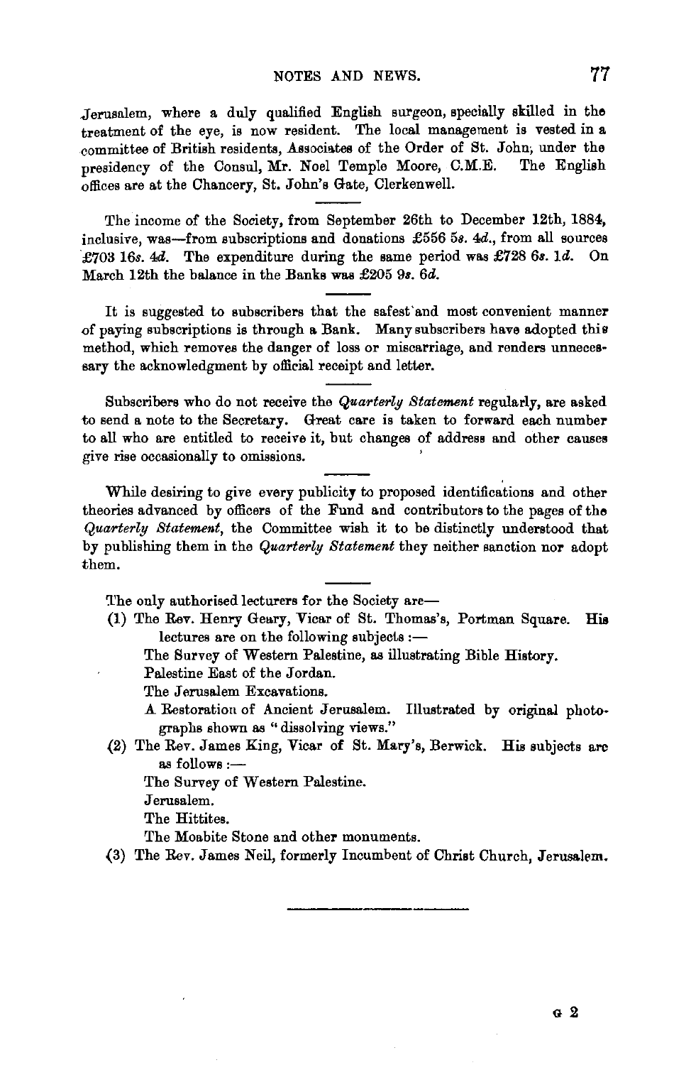Jerusalem, where a duly qualified English surgeon, specially skilled in the treatment of the eye, is now resident. The local management is vested in a committee of British residents, Associates of the Order of St. John, under the presidency of the Consul, Mr. Noel Temple Moore, C.M.E. The English offices are at the Chancery, St. John's Gate, Clerkenwell.

---

The income of the Society, from September 26th to December 12th, 1884, inclusive, was—from subscriptions and donations £556 5*s*. 4*d*., from all sources £703 16*s*. 4*d*. The expenditure during the same period was £728 6*s*. 1*d*. On March 12th the balance in the Banks was £205 9*s*. 6*d*.

---

It is suggested to subscribers that the safest and most convenient manner of paying subscriptions is through a Bank. Many subscribers have adopted this method, which removes the danger of loss or miscarriage, and renders unnecessary the acknowledgment by official receipt and letter.

---

Subscribers who do not receive the *Quarterly Statement* regularly, are asked to send a note to the Secretary. Great care is taken to forward each number to all who are entitled to receive it, but changes of address and other causes give rise occasionally to omissions.

---

While desiring to give every publicity to proposed identifications and other theories advanced by officers of the Fund and contributors to the pages of the *Quarterly Statement*, the Committee wish it to be distinctly understood that by publishing them in the *Quarterly Statement* they neither sanction nor adopt them.

---

The only authorised lecturers for the Society are—

(1) The Rev. Henry Geary, Vicar of St. Thomas's, Portman Square. His lectures are on the following subjects :—

The Survey of Western Palestine, as illustrating Bible History.

Palestine East of the Jordan.

The Jerusalem Excavations.

A Restoration of Ancient Jerusalem. Illustrated by original photographs shown as "dissolving views."

(2) The Rev. James King, Vicar of St. Mary's, Berwick. His subjects are as follows :—

The Survey of Western Palestine.

Jerusalem.

The Hittites.

The Moabite Stone and other monuments.

(3) The Rev. James Neil, formerly Incumbent of Christ Church, Jerusalem.